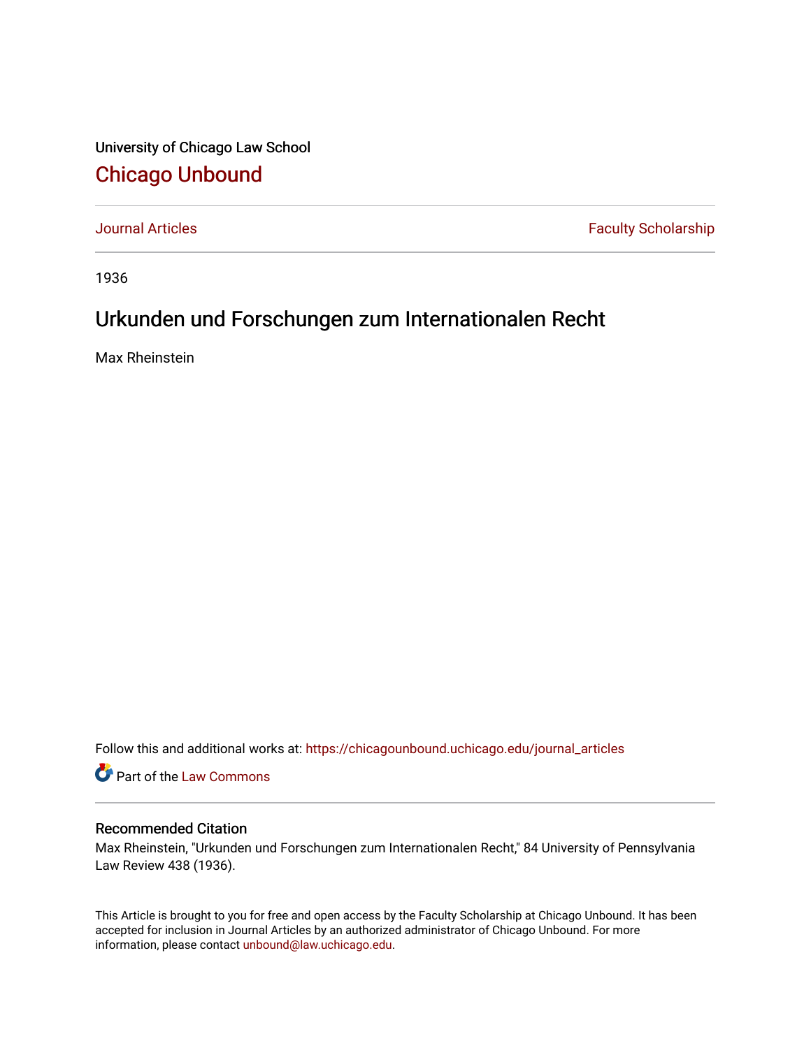University of Chicago Law School

# Chicago Unbound

Journal Articles | Faculty Scholarship

1936

## Urkunden und Forschungen zum Internationalen Recht

Max Rheinstein

Follow this and additional works at: https://chicagounbound.uchicago.edu/journal_articles

Part of the Law Commons

### Recommended Citation

Max Rheinstein, "Urkunden und Forschungen zum Internationalen Recht," 84 University of Pennsylvania Law Review 438 (1936).

This Article is brought to you for free and open access by the Faculty Scholarship at Chicago Unbound. It has been accepted for inclusion in Journal Articles by an authorized administrator of Chicago Unbound. For more information, please contact unbound@law.uchicago.edu.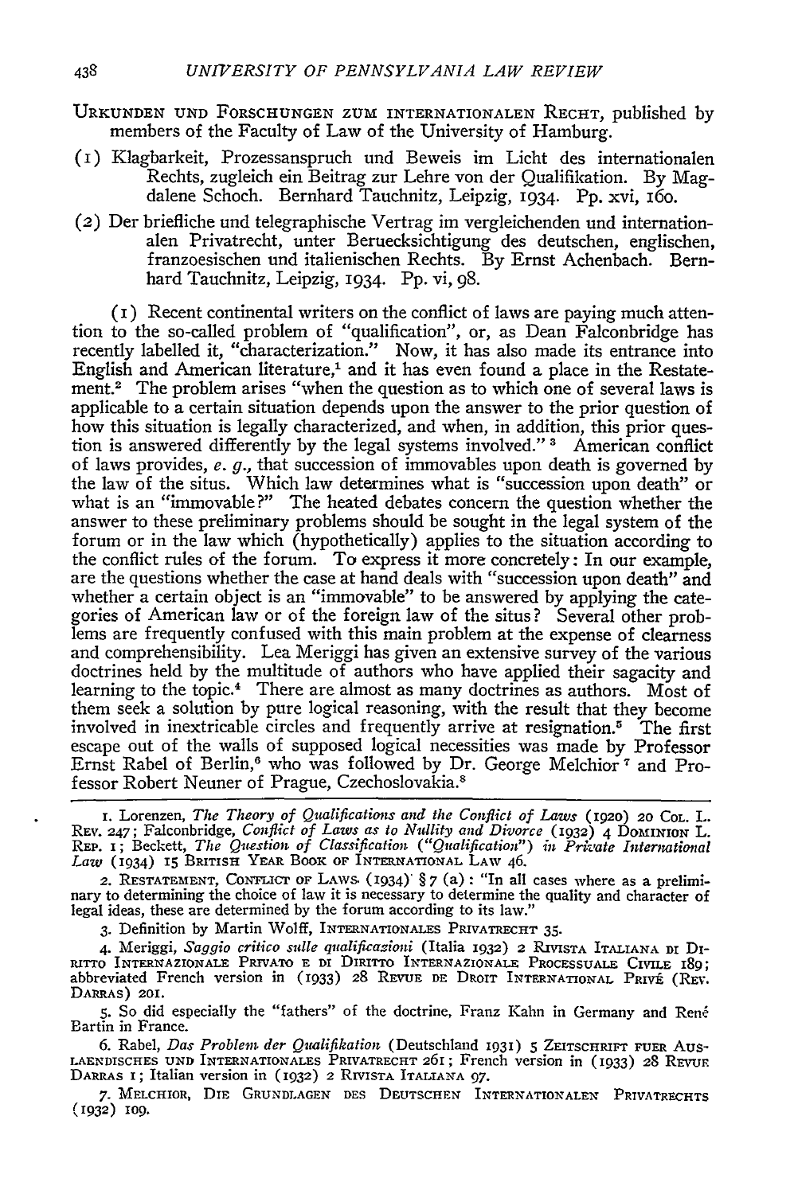URKUNDEN UND FORSCHUNGEN ZUM INTERNATIONALEN RECHT, published by members of the Faculty of Law of the University of Hamburg.

(1) Klagbarkeit, Prozessanspruch und Beweis im Licht des internationalen Rechts, zugleich ein Beitrag zur Lehre von der Qualifikation. By Magdalene Schoch. Bernhard Tauchnitz, Leipzig, 1934. Pp. xvi, 160.

(2) Der briefliche und telegraphische Vertrag im vergleichenden und internationalen Privatrecht, unter Beruecksichtigung des deutschen, englischen, franzoesischen und italienischen Rechts. By Ernst Achenbach. Bernhard Tauchnitz, Leipzig, 1934. Pp. vi, 98.

(1) Recent continental writers on the conflict of laws are paying much attention to the so-called problem of "qualification", or, as Dean Falconbridge has recently labelled it, "characterization." Now, it has also made its entrance into English and American literature,[1] and it has even found a place in the Restatement.[2] The problem arises "when the question as to which one of several laws is applicable to a certain situation depends upon the answer to the prior question of how this situation is legally characterized, and when, in addition, this prior question is answered differently by the legal systems involved." [3] American conflict of laws provides, *e. g.*, that succession of immovables upon death is governed by the law of the situs. Which law determines what is "succession upon death" or what is an "immovable?" The heated debates concern the question whether the answer to these preliminary problems should be sought in the legal system of the forum or in the law which (hypothetically) applies to the situation according to the conflict rules of the forum. To express it more concretely: In our example, are the questions whether the case at hand deals with "succession upon death" and whether a certain object is an "immovable" to be answered by applying the categories of American law or of the foreign law of the situs? Several other problems are frequently confused with this main problem at the expense of clearness and comprehensibility. Lea Meriggi has given an extensive survey of the various doctrines held by the multitude of authors who have applied their sagacity and learning to the topic.[4] There are almost as many doctrines as authors. Most of them seek a solution by pure logical reasoning, with the result that they become involved in inextricable circles and frequently arrive at resignation.[5] The first escape out of the walls of supposed logical necessities was made by Professor Ernst Rabel of Berlin,[6] who was followed by Dr. George Melchior [7] and Professor Robert Neuner of Prague, Czechoslovakia.[8]

---

1. Lorenzen, *The Theory of Qualifications and the Conflict of Laws* (1920) 20 COL. L. REV. 247; Falconbridge, *Conflict of Laws as to Nullity and Divorce* (1932) 4 DOMINION L. REP. 1; Beckett, *The Question of Classification ("Qualification") in Private International Law* (1934) 15 BRITISH YEAR BOOK OF INTERNATIONAL LAW 46.

2. RESTATEMENT, CONFLICT OF LAWS (1934) § 7 (a): "In all cases where as a preliminary to determining the choice of law it is necessary to determine the quality and character of legal ideas, these are determined by the forum according to its law."

3. Definition by Martin Wolff, INTERNATIONALES PRIVATRECHT 35.

4. Meriggi, *Saggio critico sulle qualificazioni* (Italia 1932) 2 RIVISTA ITALIANA DI DIRITTO INTERNAZIONALE PRIVATO E DI DIRITTO INTERNAZIONALE PROCESSUALE CIVILE 189; abbreviated French version in (1933) 28 REVUE DE DROIT INTERNATIONAL PRIVÉ (REV. DARRAS) 201.

5. So did especially the "fathers" of the doctrine, Franz Kahn in Germany and René Bartin in France.

6. Rabel, *Das Problem der Qualifikation* (Deutschland 1931) 5 ZEITSCHRIFT FUER AUSLAENDISCHES UND INTERNATIONALES PRIVATRECHT 261; French version in (1933) 28 REVUE DARRAS 1; Italian version in (1932) 2 RIVISTA ITALIANA 97.

7. MELCHIOR, DIE GRUNDLAGEN DES DEUTSCHEN INTERNATIONALEN PRIVATRECHTS (1932) 109.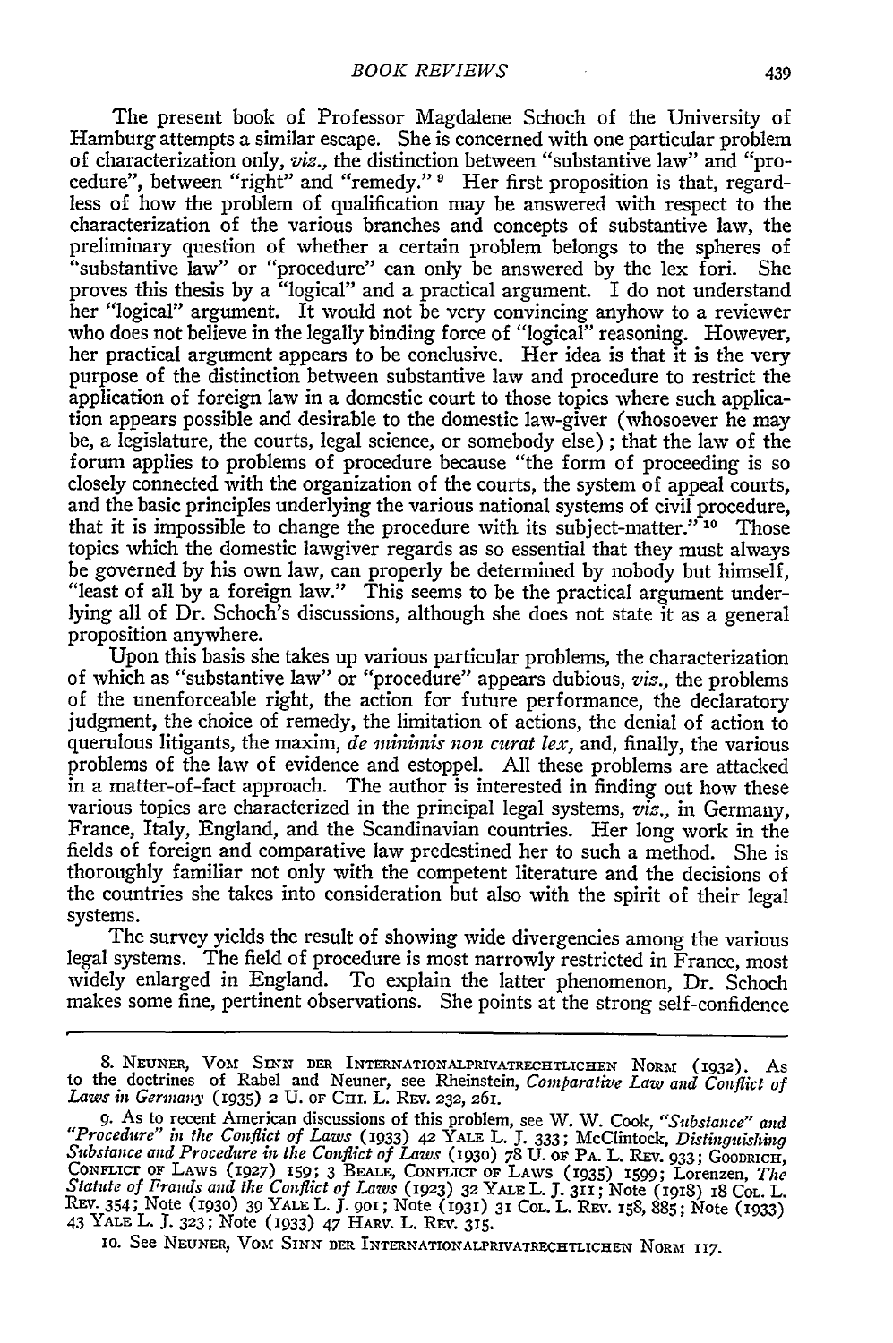The present book of Professor Magdalene Schoch of the University of Hamburg attempts a similar escape. She is concerned with one particular problem of characterization only, *viz.*, the distinction between "substantive law" and "procedure", between "right" and "remedy."[9] Her first proposition is that, regardless of how the problem of qualification may be answered with respect to the characterization of the various branches and concepts of substantive law, the preliminary question of whether a certain problem belongs to the spheres of "substantive law" or "procedure" can only be answered by the lex fori. She proves this thesis by a "logical" and a practical argument. I do not understand her "logical" argument. It would not be very convincing anyhow to a reviewer who does not believe in the legally binding force of "logical" reasoning. However, her practical argument appears to be conclusive. Her idea is that it is the very purpose of the distinction between substantive law and procedure to restrict the application of foreign law in a domestic court to those topics where such application appears possible and desirable to the domestic law-giver (whosoever he may be, a legislature, the courts, legal science, or somebody else); that the law of the forum applies to problems of procedure because "the form of proceeding is so closely connected with the organization of the courts, the system of appeal courts, and the basic principles underlying the various national systems of civil procedure, that it is impossible to change the procedure with its subject-matter."[10] Those topics which the domestic lawgiver regards as so essential that they must always be governed by his own law, can properly be determined by nobody but himself, "least of all by a foreign law." This seems to be the practical argument underlying all of Dr. Schoch's discussions, although she does not state it as a general proposition anywhere.

Upon this basis she takes up various particular problems, the characterization of which as "substantive law" or "procedure" appears dubious, *viz.*, the problems of the unenforceable right, the action for future performance, the declaratory judgment, the choice of remedy, the limitation of actions, the denial of action to querulous litigants, the maxim, *de minimis non curat lex*, and, finally, the various problems of the law of evidence and estoppel. All these problems are attacked in a matter-of-fact approach. The author is interested in finding out how these various topics are characterized in the principal legal systems, *viz.*, in Germany, France, Italy, England, and the Scandinavian countries. Her long work in the fields of foreign and comparative law predestined her to such a method. She is thoroughly familiar not only with the competent literature and the decisions of the countries she takes into consideration but also with the spirit of their legal systems.

The survey yields the result of showing wide divergencies among the various legal systems. The field of procedure is most narrowly restricted in France, most widely enlarged in England. To explain the latter phenomenon, Dr. Schoch makes some fine, pertinent observations. She points at the strong self-confidence

---

8. NEUNER, VOM SINN DER INTERNATIONALPRIVATRECHTLICHEN NORM (1932). As to the doctrines of Rabel and Neuner, see Rheinstein, *Comparative Law and Conflict of Laws in Germany* (1935) 2 U. OF CHI. L. REV. 232, 261.

9. As to recent American discussions of this problem, see W. W. Cook, *"Substance" and "Procedure" in the Conflict of Laws* (1933) 42 YALE L. J. 333; McClintock, *Distinguishing Substance and Procedure in the Conflict of Laws* (1930) 78 U. OF PA. L. REV. 933; GOODRICH, CONFLICT OF LAWS (1927) 159; 3 BEALE, CONFLICT OF LAWS (1935) 1599; Lorenzen, *The Statute of Frauds and the Conflict of Laws* (1923) 32 YALE L. J. 311; Note (1918) 18 COL. L. REV. 354; Note (1930) 39 YALE L. J. 901; Note (1931) 31 COL. L. REV. 158, 885; Note (1933) 43 YALE L. J. 323; Note (1933) 47 HARV. L. REV. 315.

10. See NEUNER, VOM SINN DER INTERNATIONALPRIVATRECHTLICHEN NORM 117.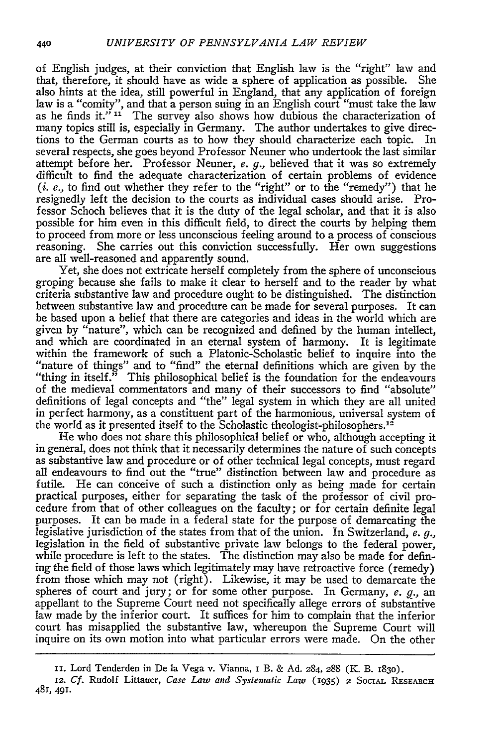of English judges, at their conviction that English law is the "right" law and that, therefore, it should have as wide a sphere of application as possible. She also hints at the idea, still powerful in England, that any application of foreign law is a "comity", and that a person suing in an English court "must take the law as he finds it." [11] The survey also shows how dubious the characterization of many topics still is, especially in Germany. The author undertakes to give directions to the German courts as to how they should characterize each topic. In several respects, she goes beyond Professor Neuner who undertook the last similar attempt before her. Professor Neuner, *e. g.*, believed that it was so extremely difficult to find the adequate characterization of certain problems of evidence (*i. e.*, to find out whether they refer to the "right" or to the "remedy") that he resignedly left the decision to the courts as individual cases should arise. Professor Schoch believes that it is the duty of the legal scholar, and that it is also possible for him even in this difficult field, to direct the courts by helping them to proceed from more or less unconscious feeling around to a process of conscious reasoning. She carries out this conviction successfully. Her own suggestions are all well-reasoned and apparently sound.

Yet, she does not extricate herself completely from the sphere of unconscious groping because she fails to make it clear to herself and to the reader by what criteria substantive law and procedure ought to be distinguished. The distinction between substantive law and procedure can be made for several purposes. It can be based upon a belief that there are categories and ideas in the world which are given by "nature", which can be recognized and defined by the human intellect, and which are coordinated in an eternal system of harmony. It is legitimate within the framework of such a Platonic-Scholastic belief to inquire into the "nature of things" and to "find" the eternal definitions which are given by the "thing in itself." This philosophical belief is the foundation for the endeavours of the medieval commentators and many of their successors to find "absolute" definitions of legal concepts and "the" legal system in which they are all united in perfect harmony, as a constituent part of the harmonious, universal system of the world as it presented itself to the Scholastic theologist-philosophers.[12]

He who does not share this philosophical belief or who, although accepting it in general, does not think that it necessarily determines the nature of such concepts as substantive law and procedure or of other technical legal concepts, must regard all endeavours to find out the "true" distinction between law and procedure as futile. He can conceive of such a distinction only as being made for certain practical purposes, either for separating the task of the professor of civil procedure from that of other colleagues on the faculty; or for certain definite legal purposes. It can be made in a federal state for the purpose of demarcating the legislative jurisdiction of the states from that of the union. In Switzerland, *e. g.*, legislation in the field of substantive private law belongs to the federal power, while procedure is left to the states. The distinction may also be made for defining the field of those laws which legitimately may have retroactive force (remedy) from those which may not (right). Likewise, it may be used to demarcate the spheres of court and jury; or for some other purpose. In Germany, *e. g.*, an appellant to the Supreme Court need not specifically allege errors of substantive law made by the inferior court. It suffices for him to complain that the inferior court has misapplied the substantive law, whereupon the Supreme Court will inquire on its own motion into what particular errors were made. On the other

---

11. Lord Tenderden in De la Vega v. Vianna, 1 B. & Ad. 284, 288 (K. B. 1830).

12. *Cf.* Rudolf Littauer, *Case Law and Systematic Law* (1935) 2 SOCIAL RESEARCH 481, 491.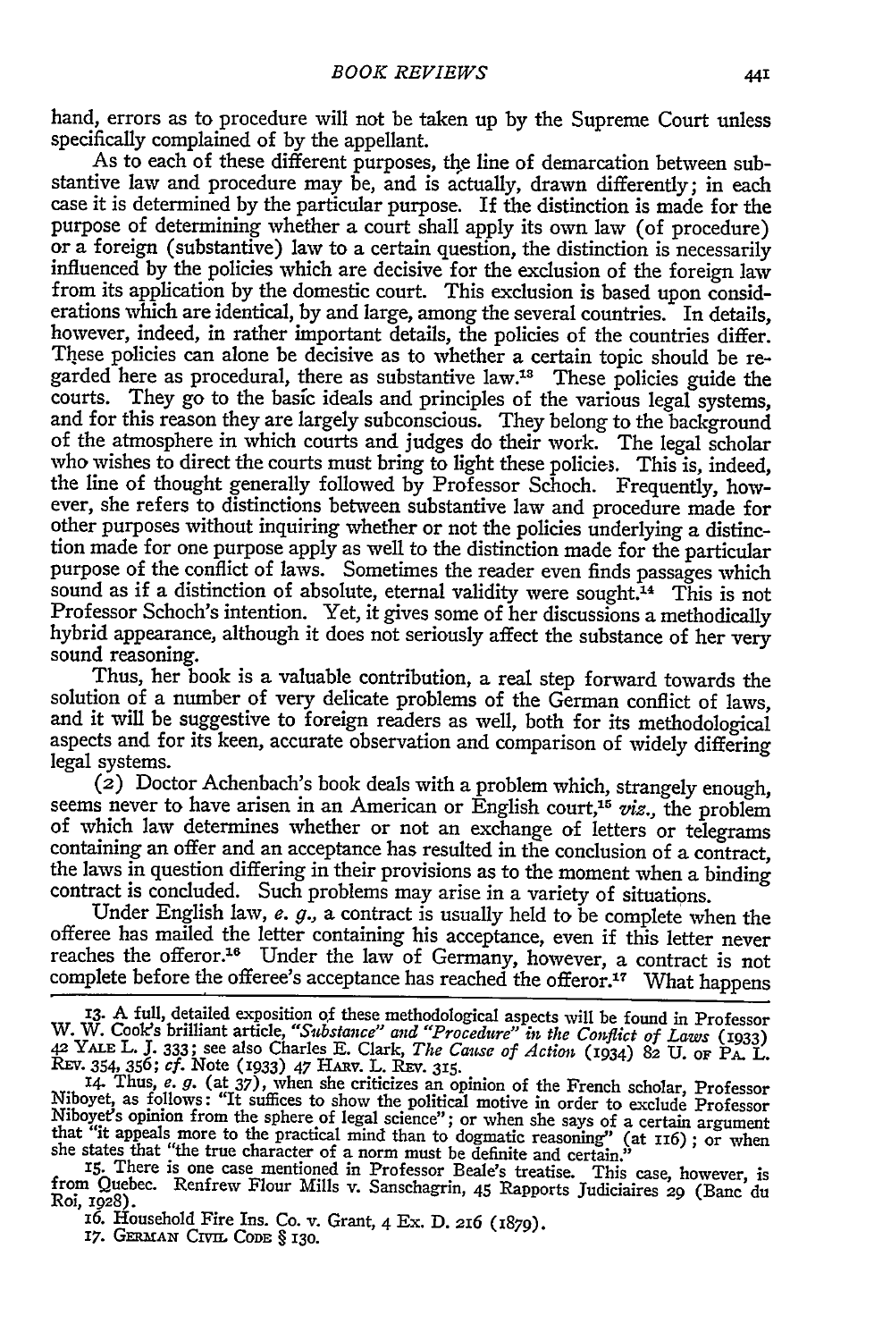hand, errors as to procedure will not be taken up by the Supreme Court unless specifically complained of by the appellant.

As to each of these different purposes, the line of demarcation between substantive law and procedure may be, and is actually, drawn differently; in each case it is determined by the particular purpose. If the distinction is made for the purpose of determining whether a court shall apply its own law (of procedure) or a foreign (substantive) law to a certain question, the distinction is necessarily influenced by the policies which are decisive for the exclusion of the foreign law from its application by the domestic court. This exclusion is based upon considerations which are identical, by and large, among the several countries. In details, however, indeed, in rather important details, the policies of the countries differ. These policies can alone be decisive as to whether a certain topic should be regarded here as procedural, there as substantive law.[13] These policies guide the courts. They go to the basic ideals and principles of the various legal systems, and for this reason they are largely subconscious. They belong to the background of the atmosphere in which courts and judges do their work. The legal scholar who wishes to direct the courts must bring to light these policies. This is, indeed, the line of thought generally followed by Professor Schoch. Frequently, however, she refers to distinctions between substantive law and procedure made for other purposes without inquiring whether or not the policies underlying a distinction made for one purpose apply as well to the distinction made for the particular purpose of the conflict of laws. Sometimes the reader even finds passages which sound as if a distinction of absolute, eternal validity were sought.[14] This is not Professor Schoch's intention. Yet, it gives some of her discussions a methodically hybrid appearance, although it does not seriously affect the substance of her very sound reasoning.

Thus, her book is a valuable contribution, a real step forward towards the solution of a number of very delicate problems of the German conflict of laws, and it will be suggestive to foreign readers as well, both for its methodological aspects and for its keen, accurate observation and comparison of widely differing legal systems.

(2) Doctor Achenbach's book deals with a problem which, strangely enough, seems never to have arisen in an American or English court,[15] *viz.*, the problem of which law determines whether or not an exchange of letters or telegrams containing an offer and an acceptance has resulted in the conclusion of a contract, the laws in question differing in their provisions as to the moment when a binding contract is concluded. Such problems may arise in a variety of situations.

Under English law, *e. g.*, a contract is usually held to be complete when the offeree has mailed the letter containing his acceptance, even if this letter never reaches the offeror.[16] Under the law of Germany, however, a contract is not complete before the offeree's acceptance has reached the offeror.[17] What happens

---

13. A full, detailed exposition of these methodological aspects will be found in Professor W. W. Cook's brilliant article, *"Substance" and "Procedure" in the Conflict of Laws* (1933) 42 YALE L. J. 333; see also Charles E. Clark, *The Cause of Action* (1934) 82 U. OF PA. L. REV. 354, 356; *cf.* Note (1933) 47 HARV. L. REV. 315.

14. Thus, *e. g.* (at 37), when she criticizes an opinion of the French scholar, Professor Niboyet, as follows: "It suffices to show the political motive in order to exclude Professor Niboyet's opinion from the sphere of legal science"; or when she says of a certain argument that "it appeals more to the practical mind than to dogmatic reasoning" (at 116); or when she states that "the true character of a norm must be definite and certain."

15. There is one case mentioned in Professor Beale's treatise. This case, however, is from Quebec. Renfrew Flour Mills v. Sanschagrin, 45 Rapports Judiciaires 29 (Banc du Roi, 1928).

16. Household Fire Ins. Co. v. Grant, 4 Ex. D. 216 (1879).

17. GERMAN CIVIL CODE § 130.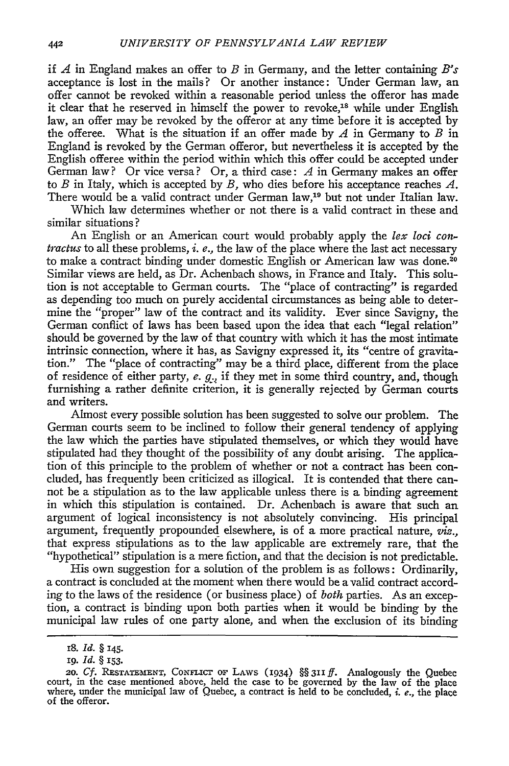if *A* in England makes an offer to *B* in Germany, and the letter containing *B's* acceptance is lost in the mails? Or another instance: Under German law, an offer cannot be revoked within a reasonable period unless the offeror has made it clear that he reserved in himself the power to revoke,[18] while under English law, an offer may be revoked by the offeror at any time before it is accepted by the offeree. What is the situation if an offer made by *A* in Germany to *B* in England is revoked by the German offeror, but nevertheless it is accepted by the English offeree within the period within which this offer could be accepted under German law? Or vice versa? Or, a third case: *A* in Germany makes an offer to *B* in Italy, which is accepted by *B*, who dies before his acceptance reaches *A*. There would be a valid contract under German law,[19] but not under Italian law.

Which law determines whether or not there is a valid contract in these and similar situations?

An English or an American court would probably apply the *lex loci contractus* to all these problems, *i. e.*, the law of the place where the last act necessary[20] to make a contract binding under domestic English or American law was done.[20] Similar views are held, as Dr. Achenbach shows, in France and Italy. This solution is not acceptable to German courts. The "place of contracting" is regarded as depending too much on purely accidental circumstances as being able to determine the "proper" law of the contract and its validity. Ever since Savigny, the German conflict of laws has been based upon the idea that each "legal relation" should be governed by the law of that country with which it has the most intimate intrinsic connection, where it has, as Savigny expressed it, its "centre of gravitation." The "place of contracting" may be a third place, different from the place of residence of either party, *e. g.*, if they met in some third country, and, though furnishing a rather definite criterion, it is generally rejected by German courts and writers.

Almost every possible solution has been suggested to solve our problem. The German courts seem to be inclined to follow their general tendency of applying the law which the parties have stipulated themselves, or which they would have stipulated had they thought of the possibility of any doubt arising. The application of this principle to the problem of whether or not a contract has been concluded, has frequently been criticized as illogical. It is contended that there cannot be a stipulation as to the law applicable unless there is a binding agreement in which this stipulation is contained. Dr. Achenbach is aware that such an argument of logical inconsistency is not absolutely convincing. His principal argument, frequently propounded elsewhere, is of a more practical nature, *viz.*, that express stipulations as to the law applicable are extremely rare, that the "hypothetical" stipulation is a mere fiction, and that the decision is not predictable.

His own suggestion for a solution of the problem is as follows: Ordinarily, a contract is concluded at the moment when there would be a valid contract according to the laws of the residence (or business place) of *both* parties. As an exception, a contract is binding upon both parties when it would be binding by the municipal law rules of one party alone, and when the exclusion of its binding

---

18. *Id.* § 145.

19. *Id.* § 153.

20. *Cf.* RESTATEMENT, CONFLICT OF LAWS (1934) §§ 311 *ff.* Analogously the Quebec court, in the case mentioned above, held the case to be governed by the law of the place where, under the municipal law of Quebec, a contract is held to be concluded, *i. e.*, the place of the offeror.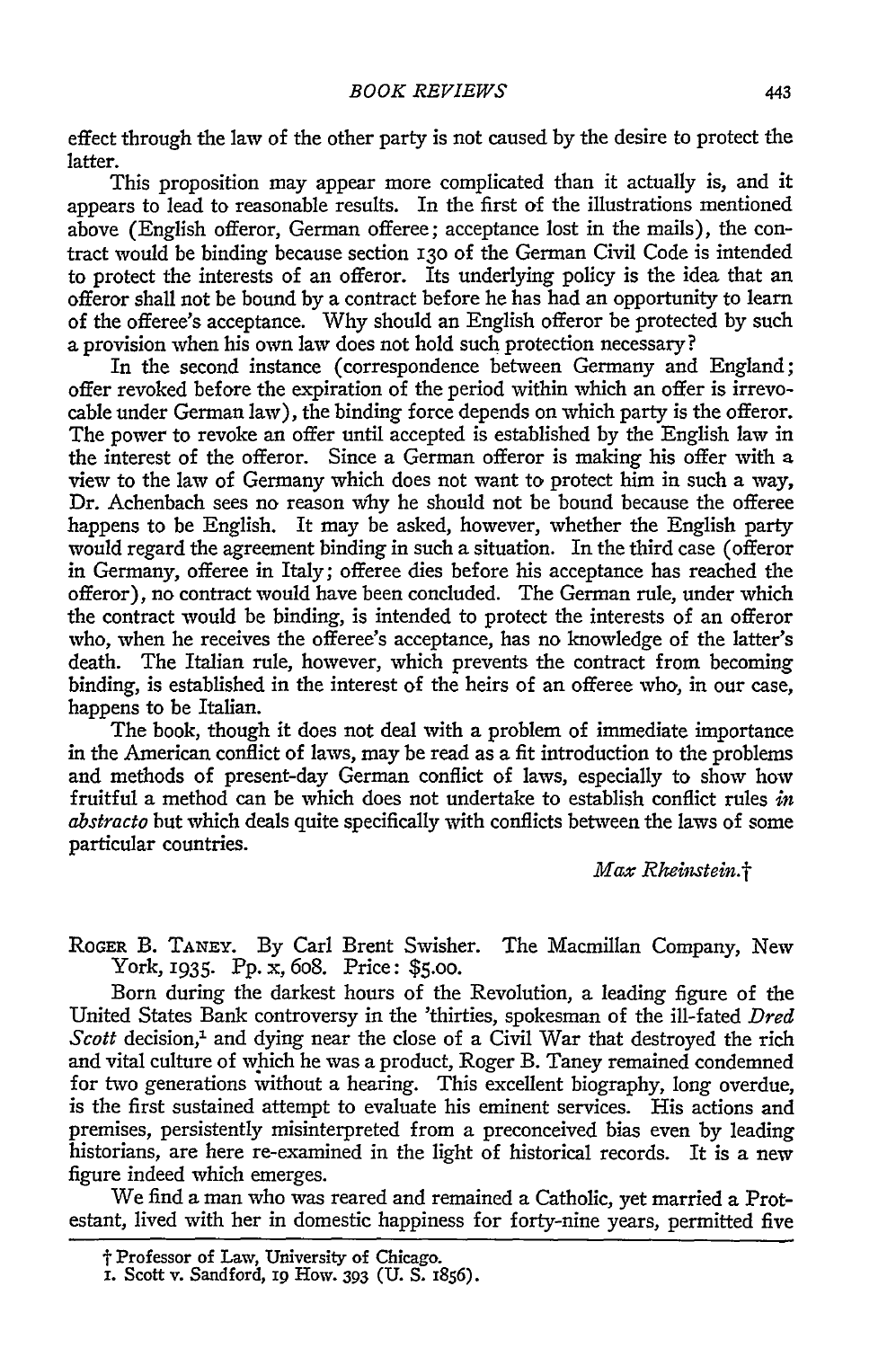effect through the law of the other party is not caused by the desire to protect the latter.

This proposition may appear more complicated than it actually is, and it appears to lead to reasonable results. In the first of the illustrations mentioned above (English offeror, German offeree; acceptance lost in the mails), the contract would be binding because section 130 of the German Civil Code is intended to protect the interests of an offeror. Its underlying policy is the idea that an offeror shall not be bound by a contract before he has had an opportunity to learn of the offeree's acceptance. Why should an English offeror be protected by such a provision when his own law does not hold such protection necessary?

In the second instance (correspondence between Germany and England; offer revoked before the expiration of the period within which an offer is irrevocable under German law), the binding force depends on which party is the offeror. The power to revoke an offer until accepted is established by the English law in the interest of the offeror. Since a German offeror is making his offer with a view to the law of Germany which does not want to protect him in such a way, Dr. Achenbach sees no reason why he should not be bound because the offeree happens to be English. It may be asked, however, whether the English party would regard the agreement binding in such a situation. In the third case (offeror in Germany, offeree in Italy; offeree dies before his acceptance has reached the offeror), no contract would have been concluded. The German rule, under which the contract would be binding, is intended to protect the interests of an offeror who, when he receives the offeree's acceptance, has no knowledge of the latter's death. The Italian rule, however, which prevents the contract from becoming binding, is established in the interest of the heirs of an offeree who, in our case, happens to be Italian.

The book, though it does not deal with a problem of immediate importance in the American conflict of laws, may be read as a fit introduction to the problems and methods of present-day German conflict of laws, especially to show how fruitful a method can be which does not undertake to establish conflict rules *in abstracto* but which deals quite specifically with conflicts between the laws of some particular countries.

*Max Rheinstein.*†

ROGER B. TANEY. By Carl Brent Swisher. The Macmillan Company, New York, 1935. Pp. x, 608. Price: $5.00.

Born during the darkest hours of the Revolution, a leading figure of the United States Bank controversy in the 'thirties, spokesman of the ill-fated *Dred Scott* decision,[1] and dying near the close of a Civil War that destroyed the rich and vital culture of which he was a product, Roger B. Taney remained condemned for two generations without a hearing. This excellent biography, long overdue, is the first sustained attempt to evaluate his eminent services. His actions and premises, persistently misinterpreted from a preconceived bias even by leading historians, are here re-examined in the light of historical records. It is a new figure indeed which emerges.

We find a man who was reared and remained a Catholic, yet married a Protestant, lived with her in domestic happiness for forty-nine years, permitted five

† Professor of Law, University of Chicago.

1. Scott v. Sandford, 19 How. 393 (U. S. 1856).